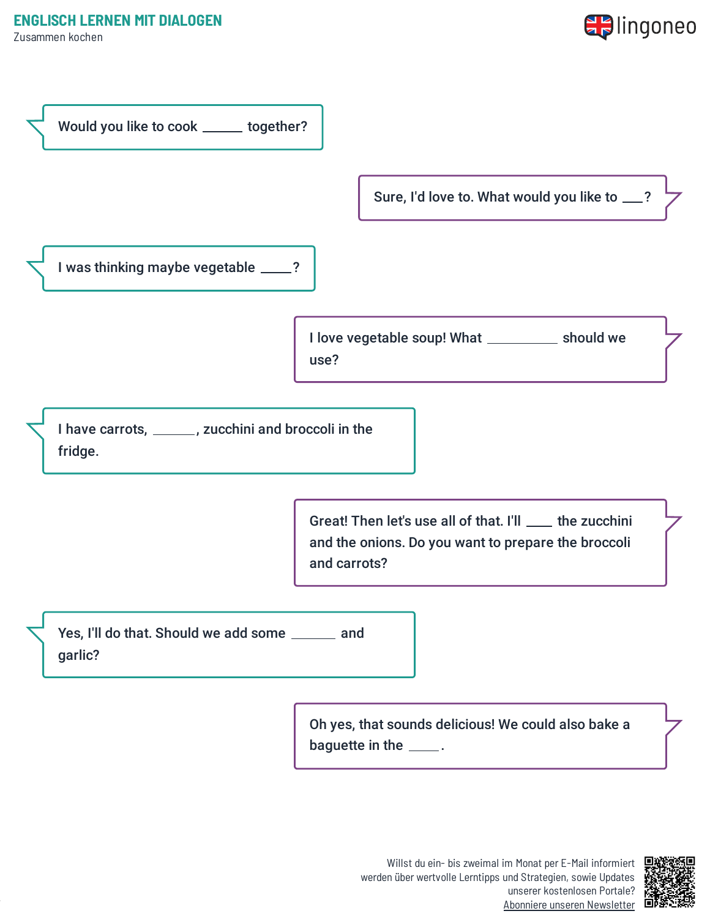# ENGLISCH LERNEN MIT DIALOGEN

Zusammen kochen

Would you like to cook _____ together?

Sure, I'd love to. What would you like to ___?

I was thinking maybe vegetable ____?

I love vegetable soup! What __________ should we use?

I have carrots, ______, zucchini and broccoli in the fridge.

Great! Then let's use all of that. I'll ____ the zucchini and the onions. Do you want to prepare the broccoli and carrots?

Yes, I'll do that. Should we add some ______ and garlic?

Oh yes, that sounds delicious! We could also bake a baguette in the ____.

Willst du ein- bis zweimal im Monat per E-Mail informiert werden über wertvolle Lerntipps und Strategien, sowie Updates unserer kostenlosen Portale?
Abonniere unseren Newsletter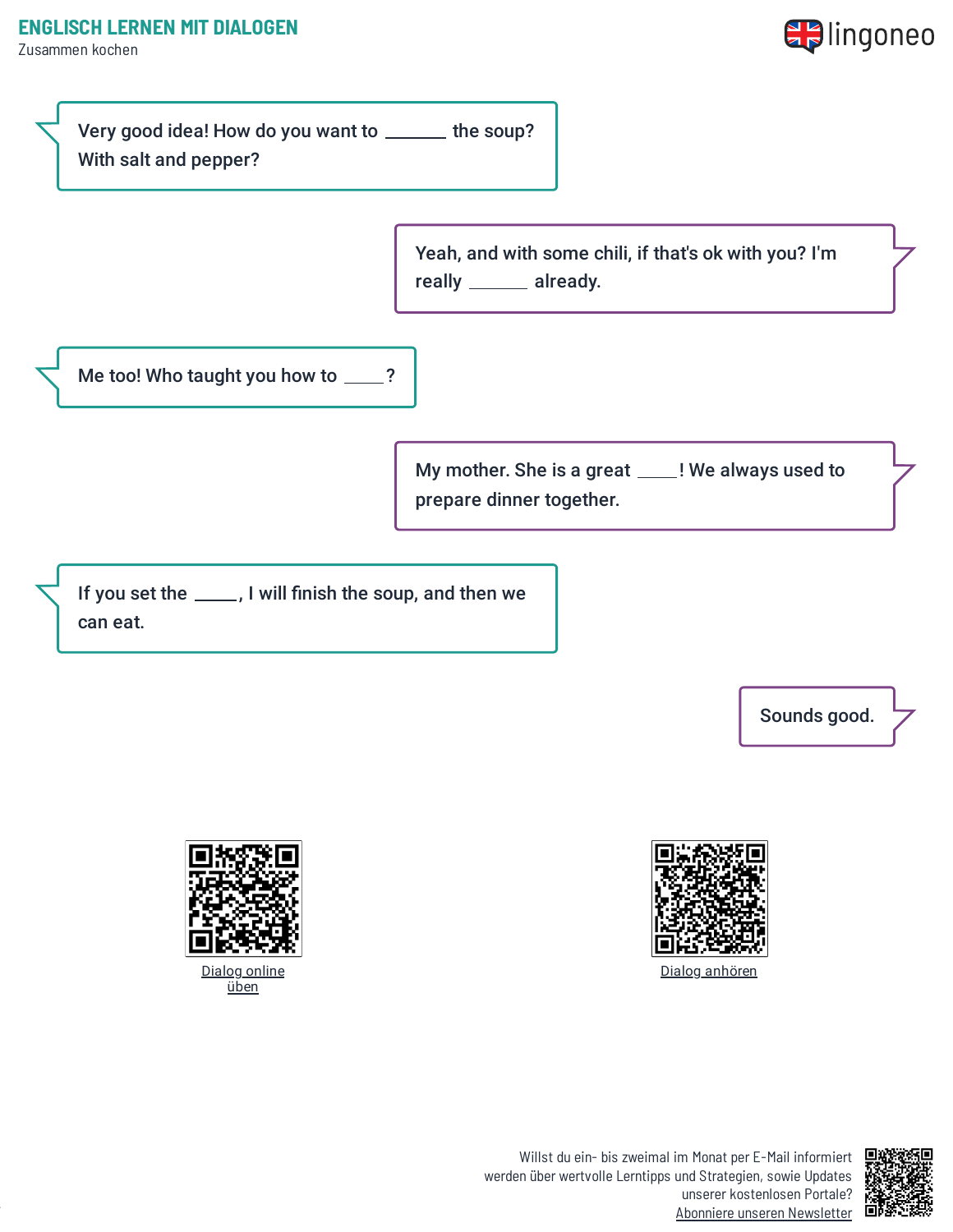Very good idea! How do you want to _______ the soup? With salt and pepper?

Yeah, and with some chili, if that's ok with you? I'm really _______ already.

Me too! Who taught you how to _____?

My mother. She is a great _____! We always used to prepare dinner together.

If you set the _____, I will finish the soup, and then we can eat.

Sounds good.

Dialog online üben

Dialog anhören

Willst du ein- bis zweimal im Monat per E-Mail informiert werden über wertvolle Lerntipps und Strategien, sowie Updates unserer kostenlosen Portale? Abonniere unseren Newsletter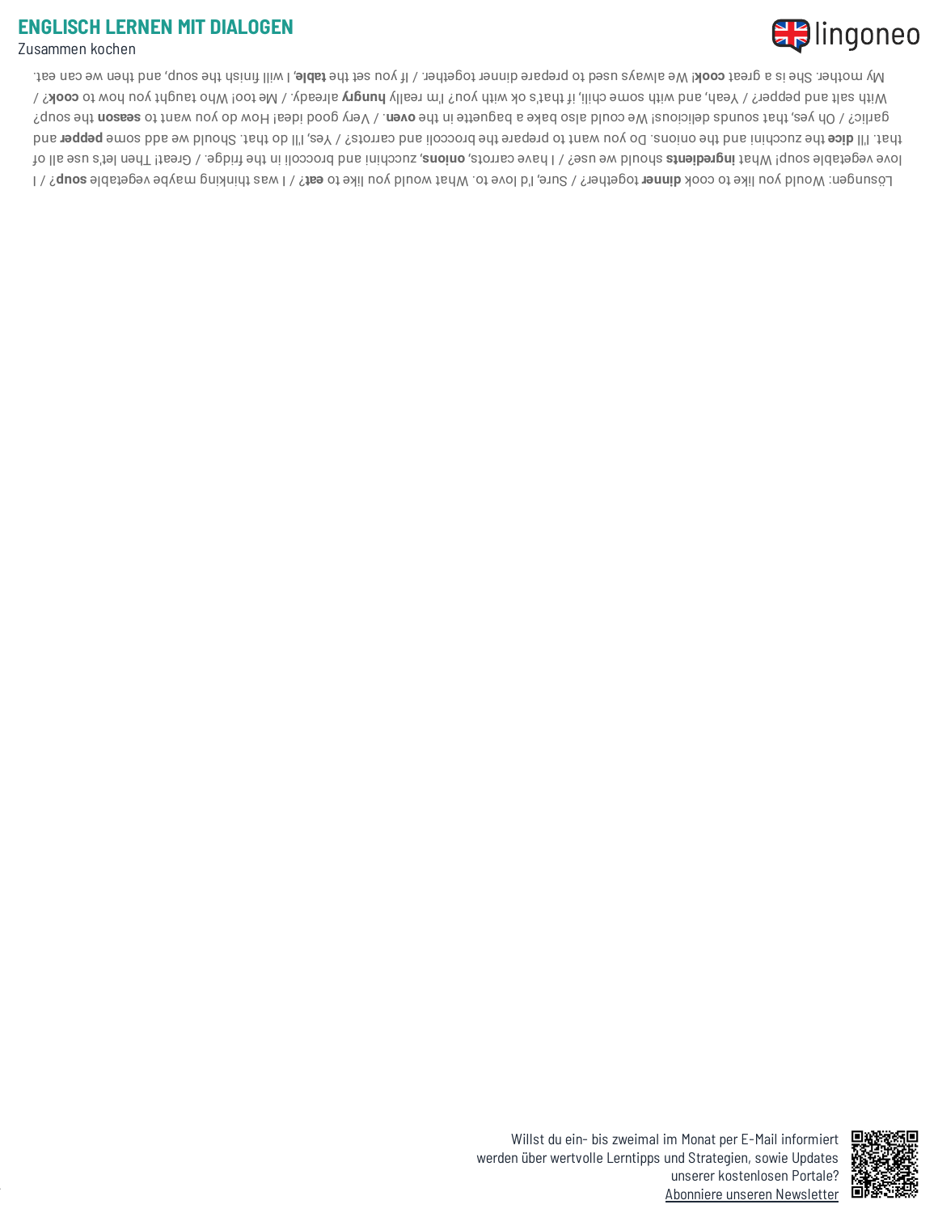Lösungen: Would you like to cook **dinner** together? / Sure, I'd love to. What would you like to **eat**? / I was thinking maybe vegetable **soup**? / I love vegetable soup! What **ingredients** should we use? / I have carrots, **onions**, zucchini and broccoli in the fridge. / Great! Then let's use all of that. I'll **dice** the zucchini and the onions. Do you want to prepare the broccoli and carrots? / Yes, I'll do that. Should we add some **pepper** and garlic? / Oh yes, that sounds delicious! We could also bake a baguette in the **oven**. / Very good idea! How do you want to **season** the soup? With salt and pepper? / Yeah, and with some chili, if that's ok with you? I'm really **hungry** already. / Me too! Who taught you how to **cook**? / My mother. She is a great **cook**! We always used to prepare dinner together. / If you set the **table**, I will finish the soup, and then we can eat.

Willst du ein- bis zweimal im Monat per E-Mail informiert werden über wertvolle Lerntipps und Strategien, sowie Updates unserer kostenlosen Portale? Abonniere unseren Newsletter